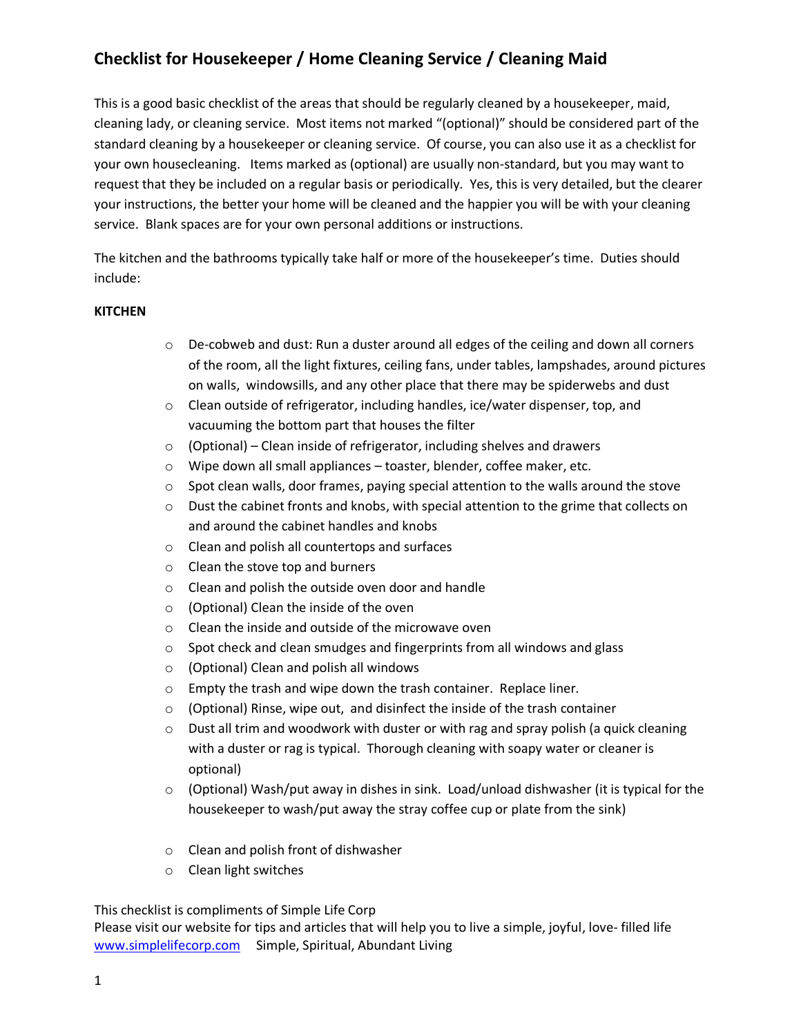# Checklist for Housekeeper / Home Cleaning Service / Cleaning Maid

This is a good basic checklist of the areas that should be regularly cleaned by a housekeeper, maid, cleaning lady, or cleaning service. Most items not marked "(optional)" should be considered part of the standard cleaning by a housekeeper or cleaning service. Of course, you can also use it as a checklist for your own housecleaning. Items marked as (optional) are usually non-standard, but you may want to request that they be included on a regular basis or periodically. Yes, this is very detailed, but the clearer your instructions, the better your home will be cleaned and the happier you will be with your cleaning service. Blank spaces are for your own personal additions or instructions.

The kitchen and the bathrooms typically take half or more of the housekeeper's time. Duties should include:

**KITCHEN**

- De-cobweb and dust: Run a duster around all edges of the ceiling and down all corners of the room, all the light fixtures, ceiling fans, under tables, lampshades, around pictures on walls, windowsills, and any other place that there may be spiderwebs and dust
- Clean outside of refrigerator, including handles, ice/water dispenser, top, and vacuuming the bottom part that houses the filter
- (Optional) – Clean inside of refrigerator, including shelves and drawers
- Wipe down all small appliances – toaster, blender, coffee maker, etc.
- Spot clean walls, door frames, paying special attention to the walls around the stove
- Dust the cabinet fronts and knobs, with special attention to the grime that collects on and around the cabinet handles and knobs
- Clean and polish all countertops and surfaces
- Clean the stove top and burners
- Clean and polish the outside oven door and handle
- (Optional) Clean the inside of the oven
- Clean the inside and outside of the microwave oven
- Spot check and clean smudges and fingerprints from all windows and glass
- (Optional) Clean and polish all windows
- Empty the trash and wipe down the trash container. Replace liner.
- (Optional) Rinse, wipe out, and disinfect the inside of the trash container
- Dust all trim and woodwork with duster or with rag and spray polish (a quick cleaning with a duster or rag is typical. Thorough cleaning with soapy water or cleaner is optional)
- (Optional) Wash/put away in dishes in sink. Load/unload dishwasher (it is typical for the housekeeper to wash/put away the stray coffee cup or plate from the sink)
- 
- Clean and polish front of dishwasher
- Clean light switches

This checklist is compliments of Simple Life Corp
Please visit our website for tips and articles that will help you to live a simple, joyful, love- filled life
www.simplelifecorp.com Simple, Spiritual, Abundant Living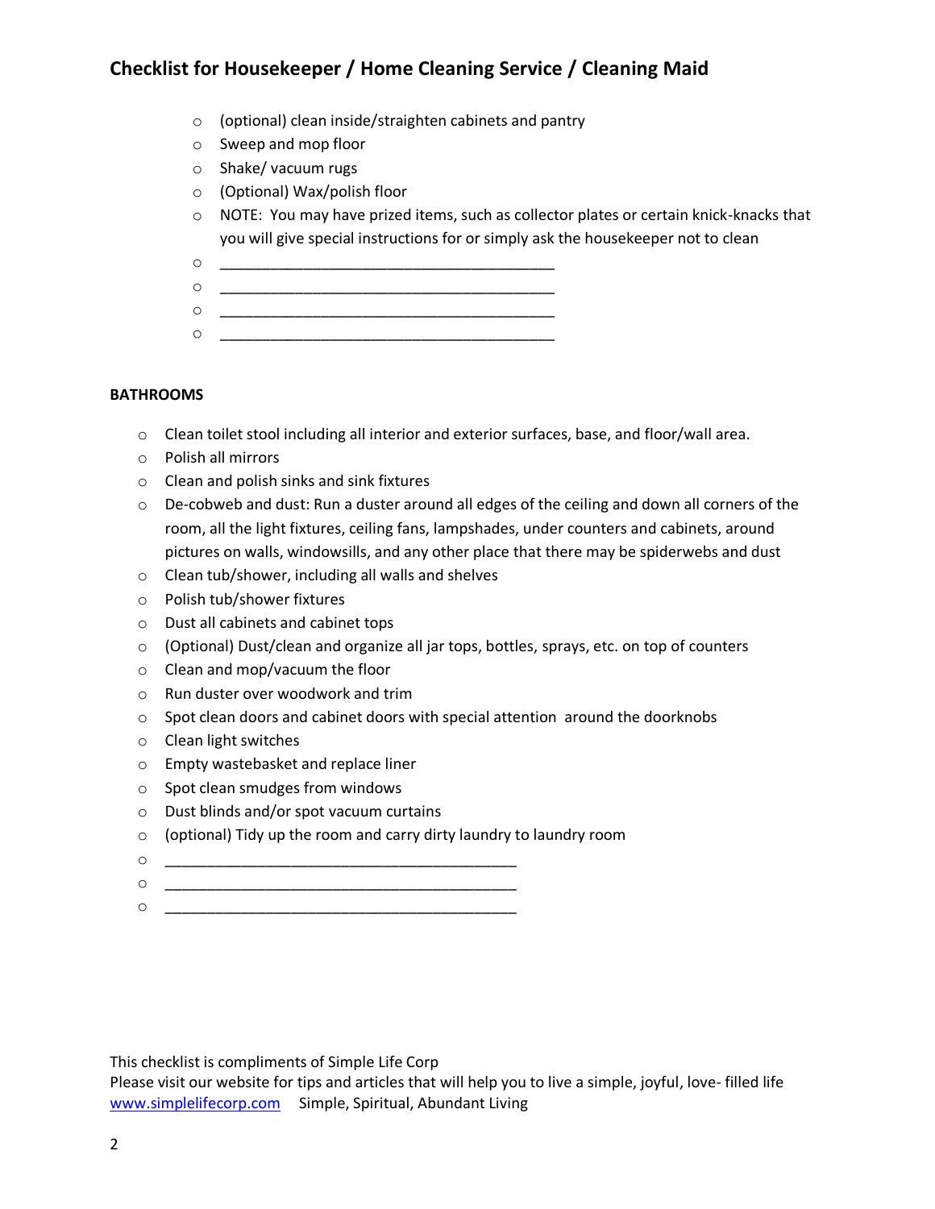- (optional) clean inside/straighten cabinets and pantry
- Sweep and mop floor
- Shake/ vacuum rugs
- (Optional) Wax/polish floor
- NOTE: You may have prized items, such as collector plates or certain knick-knacks that you will give special instructions for or simply ask the housekeeper not to clean
- ________________________________________
- ________________________________________
- ________________________________________
- ________________________________________

**BATHROOMS**

- Clean toilet stool including all interior and exterior surfaces, base, and floor/wall area.
- Polish all mirrors
- Clean and polish sinks and sink fixtures
- De-cobweb and dust: Run a duster around all edges of the ceiling and down all corners of the room, all the light fixtures, ceiling fans, lampshades, under counters and cabinets, around pictures on walls, windowsills, and any other place that there may be spiderwebs and dust
- Clean tub/shower, including all walls and shelves
- Polish tub/shower fixtures
- Dust all cabinets and cabinet tops
- (Optional) Dust/clean and organize all jar tops, bottles, sprays, etc. on top of counters
- Clean and mop/vacuum the floor
- Run duster over woodwork and trim
- Spot clean doors and cabinet doors with special attention around the doorknobs
- Clean light switches
- Empty wastebasket and replace liner
- Spot clean smudges from windows
- Dust blinds and/or spot vacuum curtains
- (optional) Tidy up the room and carry dirty laundry to laundry room
- ________________________________________
- ________________________________________
- ________________________________________

This checklist is compliments of Simple Life Corp
Please visit our website for tips and articles that will help you to live a simple, joyful, love- filled life
www.simplelifecorp.com Simple, Spiritual, Abundant Living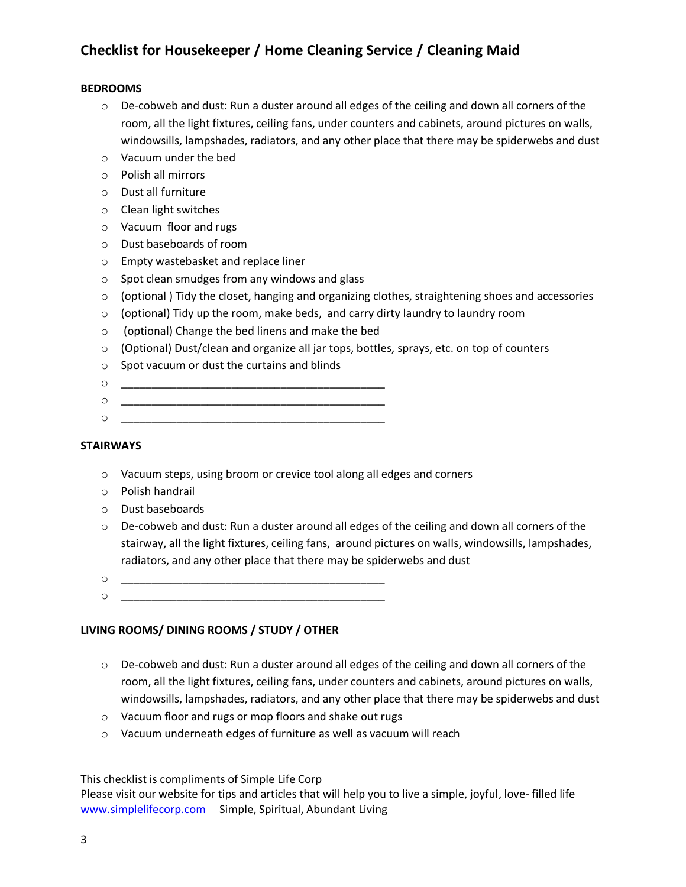## Checklist for Housekeeper / Home Cleaning Service / Cleaning Maid

**BEDROOMS**

- De-cobweb and dust: Run a duster around all edges of the ceiling and down all corners of the room, all the light fixtures, ceiling fans, under counters and cabinets, around pictures on walls, windowsills, lampshades, radiators, and any other place that there may be spiderwebs and dust
- Vacuum under the bed
- Polish all mirrors
- Dust all furniture
- Clean light switches
- Vacuum floor and rugs
- Dust baseboards of room
- Empty wastebasket and replace liner
- Spot clean smudges from any windows and glass
- (optional ) Tidy the closet, hanging and organizing clothes, straightening shoes and accessories
- (optional) Tidy up the room, make beds, and carry dirty laundry to laundry room
- (optional) Change the bed linens and make the bed
- (Optional) Dust/clean and organize all jar tops, bottles, sprays, etc. on top of counters
- Spot vacuum or dust the curtains and blinds
- ___________________________________________
- ___________________________________________
- ___________________________________________

**STAIRWAYS**

- Vacuum steps, using broom or crevice tool along all edges and corners
- Polish handrail
- Dust baseboards
- De-cobweb and dust: Run a duster around all edges of the ceiling and down all corners of the stairway, all the light fixtures, ceiling fans, around pictures on walls, windowsills, lampshades, radiators, and any other place that there may be spiderwebs and dust
- ___________________________________________
- ___________________________________________

**LIVING ROOMS/ DINING ROOMS / STUDY / OTHER**

- De-cobweb and dust: Run a duster around all edges of the ceiling and down all corners of the room, all the light fixtures, ceiling fans, under counters and cabinets, around pictures on walls, windowsills, lampshades, radiators, and any other place that there may be spiderwebs and dust
- Vacuum floor and rugs or mop floors and shake out rugs
- Vacuum underneath edges of furniture as well as vacuum will reach

This checklist is compliments of Simple Life Corp
Please visit our website for tips and articles that will help you to live a simple, joyful, love- filled life
www.simplelifecorp.com Simple, Spiritual, Abundant Living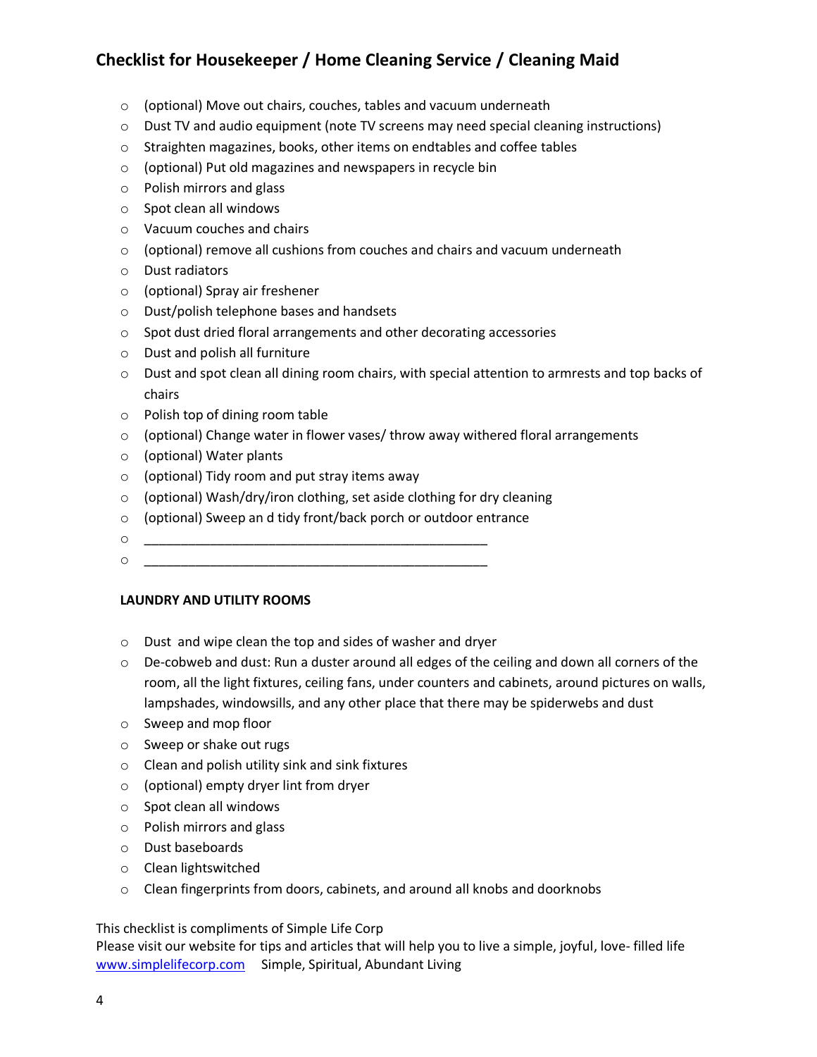- (optional) Move out chairs, couches, tables and vacuum underneath
- Dust TV and audio equipment (note TV screens may need special cleaning instructions)
- Straighten magazines, books, other items on endtables and coffee tables
- (optional) Put old magazines and newspapers in recycle bin
- Polish mirrors and glass
- Spot clean all windows
- Vacuum couches and chairs
- (optional) remove all cushions from couches and chairs and vacuum underneath
- Dust radiators
- (optional) Spray air freshener
- Dust/polish telephone bases and handsets
- Spot dust dried floral arrangements and other decorating accessories
- Dust and polish all furniture
- Dust and spot clean all dining room chairs, with special attention to armrests and top backs of chairs
- Polish top of dining room table
- (optional) Change water in flower vases/ throw away withered floral arrangements
- (optional) Water plants
- (optional) Tidy room and put stray items away
- (optional) Wash/dry/iron clothing, set aside clothing for dry cleaning
- (optional) Sweep an d tidy front/back porch or outdoor entrance
- ______________________________________________
- ______________________________________________

**LAUNDRY AND UTILITY ROOMS**

- Dust and wipe clean the top and sides of washer and dryer
- De-cobweb and dust: Run a duster around all edges of the ceiling and down all corners of the room, all the light fixtures, ceiling fans, under counters and cabinets, around pictures on walls, lampshades, windowsills, and any other place that there may be spiderwebs and dust
- Sweep and mop floor
- Sweep or shake out rugs
- Clean and polish utility sink and sink fixtures
- (optional) empty dryer lint from dryer
- Spot clean all windows
- Polish mirrors and glass
- Dust baseboards
- Clean lightswitched
- Clean fingerprints from doors, cabinets, and around all knobs and doorknobs

This checklist is compliments of Simple Life Corp
Please visit our website for tips and articles that will help you to live a simple, joyful, love- filled life
[www.simplelifecorp.com](http://www.simplelifecorp.com) Simple, Spiritual, Abundant Living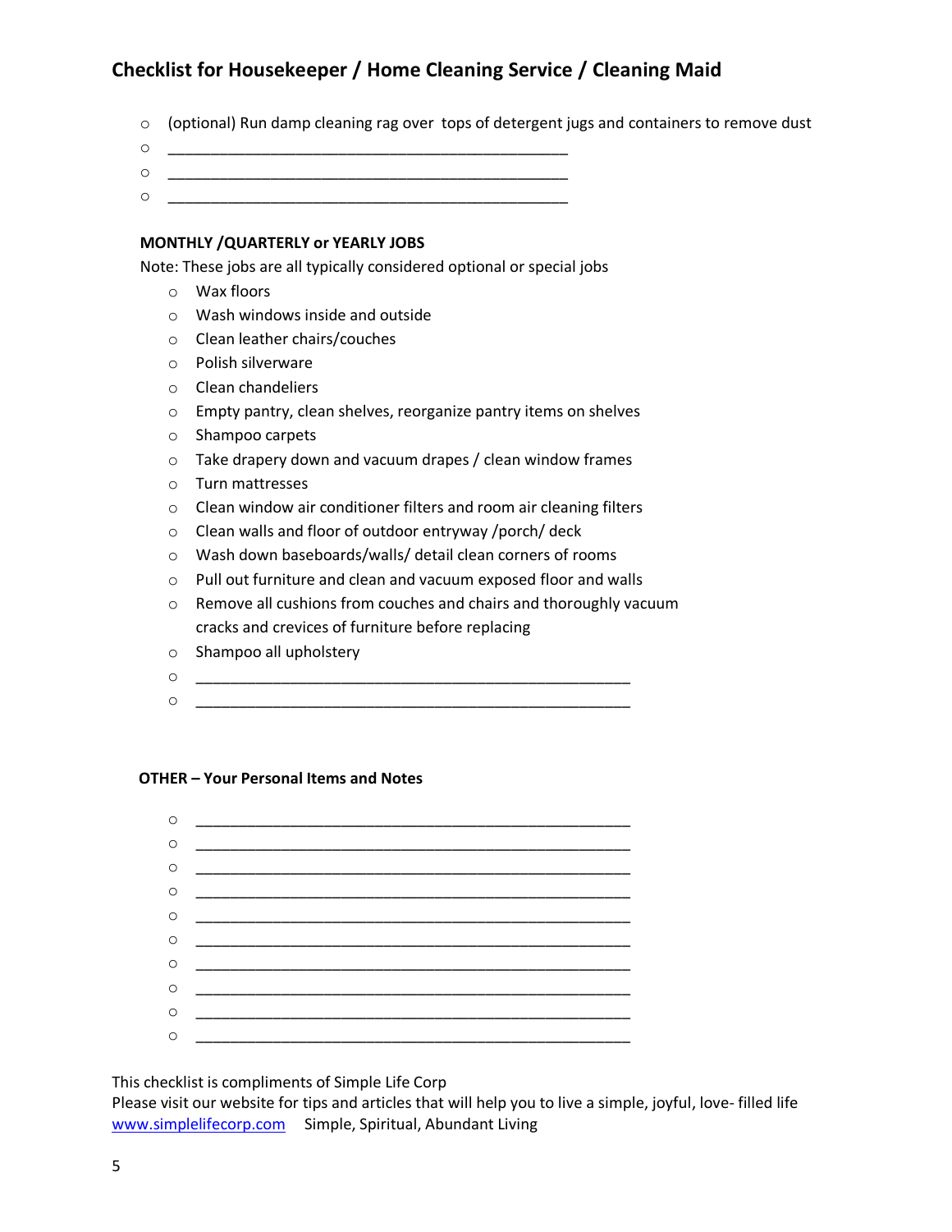- (optional) Run damp cleaning rag over tops of detergent jugs and containers to remove dust
- ___________________________________________________
- ___________________________________________________
- ___________________________________________________

**MONTHLY /QUARTERLY or YEARLY JOBS**

Note: These jobs are all typically considered optional or special jobs

- Wax floors
- Wash windows inside and outside
- Clean leather chairs/couches
- Polish silverware
- Clean chandeliers
- Empty pantry, clean shelves, reorganize pantry items on shelves
- Shampoo carpets
- Take drapery down and vacuum drapes / clean window frames
- Turn mattresses
- Clean window air conditioner filters and room air cleaning filters
- Clean walls and floor of outdoor entryway /porch/ deck
- Wash down baseboards/walls/ detail clean corners of rooms
- Pull out furniture and clean and vacuum exposed floor and walls
- Remove all cushions from couches and chairs and thoroughly vacuum cracks and crevices of furniture before replacing
- Shampoo all upholstery
- _______________________________________________________
- _______________________________________________________

**OTHER – Your Personal Items and Notes**

- _______________________________________________________
- _______________________________________________________
- _______________________________________________________
- _______________________________________________________
- _______________________________________________________
- _______________________________________________________
- _______________________________________________________
- _______________________________________________________
- _______________________________________________________
- _______________________________________________________

This checklist is compliments of Simple Life Corp
Please visit our website for tips and articles that will help you to live a simple, joyful, love- filled life
www.simplelifecorp.com Simple, Spiritual, Abundant Living